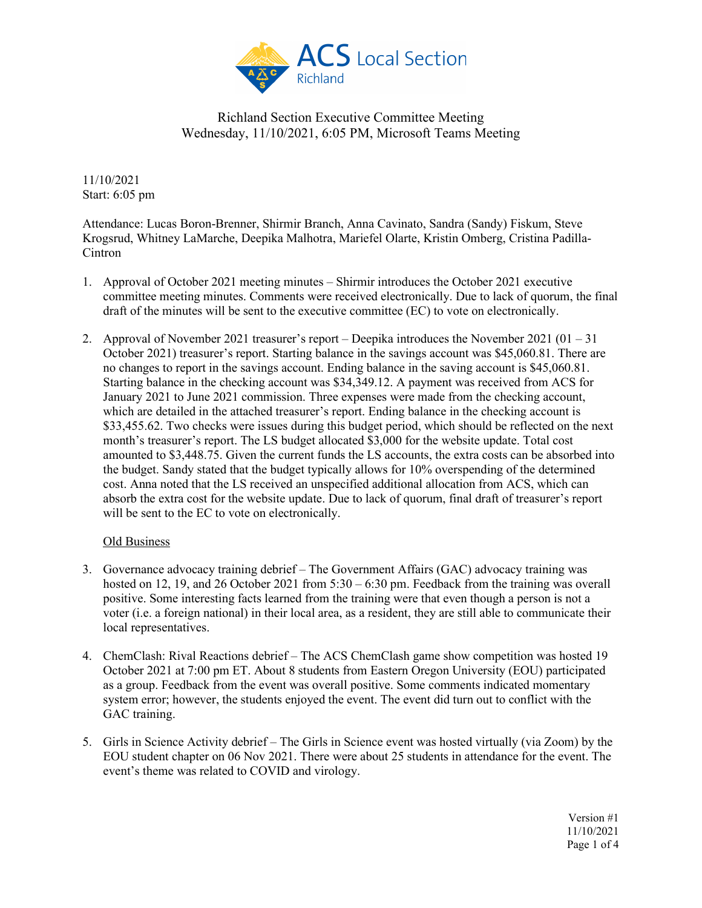Richland Section Executive Committee Meeting
Wednesday, 11/10/2021, 6:05 PM, Microsoft Teams Meeting

11/10/2021
Start: 6:05 pm

Attendance: Lucas Boron-Brenner, Shirmir Branch, Anna Cavinato, Sandra (Sandy) Fiskum, Steve Krogsrud, Whitney LaMarche, Deepika Malhotra, Mariefel Olarte, Kristin Omberg, Cristina Padilla-Cintron

1. Approval of October 2021 meeting minutes – Shirmir introduces the October 2021 executive committee meeting minutes. Comments were received electronically. Due to lack of quorum, the final draft of the minutes will be sent to the executive committee (EC) to vote on electronically.

2. Approval of November 2021 treasurer's report – Deepika introduces the November 2021 (01 – 31 October 2021) treasurer's report. Starting balance in the savings account was $45,060.81. There are no changes to report in the savings account. Ending balance in the saving account is $45,060.81. Starting balance in the checking account was $34,349.12. A payment was received from ACS for January 2021 to June 2021 commission. Three expenses were made from the checking account, which are detailed in the attached treasurer's report. Ending balance in the checking account is $33,455.62. Two checks were issues during this budget period, which should be reflected on the next month's treasurer's report. The LS budget allocated $3,000 for the website update. Total cost amounted to $3,448.75. Given the current funds the LS accounts, the extra costs can be absorbed into the budget. Sandy stated that the budget typically allows for 10% overspending of the determined cost. Anna noted that the LS received an unspecified additional allocation from ACS, which can absorb the extra cost for the website update. Due to lack of quorum, final draft of treasurer's report will be sent to the EC to vote on electronically.

<u>Old Business</u>

3. Governance advocacy training debrief – The Government Affairs (GAC) advocacy training was hosted on 12, 19, and 26 October 2021 from 5:30 – 6:30 pm. Feedback from the training was overall positive. Some interesting facts learned from the training were that even though a person is not a voter (i.e. a foreign national) in their local area, as a resident, they are still able to communicate their local representatives.

4. ChemClash: Rival Reactions debrief – The ACS ChemClash game show competition was hosted 19 October 2021 at 7:00 pm ET. About 8 students from Eastern Oregon University (EOU) participated as a group. Feedback from the event was overall positive. Some comments indicated momentary system error; however, the students enjoyed the event. The event did turn out to conflict with the GAC training.

5. Girls in Science Activity debrief – The Girls in Science event was hosted virtually (via Zoom) by the EOU student chapter on 06 Nov 2021. There were about 25 students in attendance for the event. The event's theme was related to COVID and virology.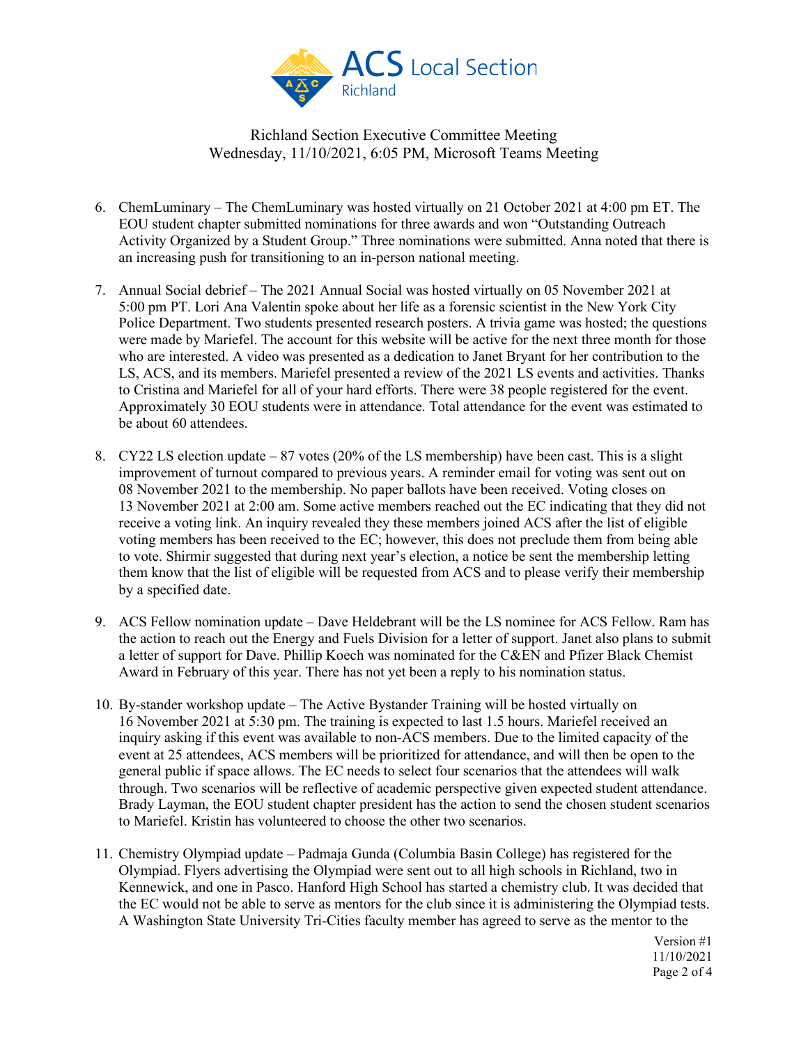Richland Section Executive Committee Meeting
Wednesday, 11/10/2021, 6:05 PM, Microsoft Teams Meeting

6. ChemLuminary – The ChemLuminary was hosted virtually on 21 October 2021 at 4:00 pm ET. The EOU student chapter submitted nominations for three awards and won "Outstanding Outreach Activity Organized by a Student Group." Three nominations were submitted. Anna noted that there is an increasing push for transitioning to an in-person national meeting.

7. Annual Social debrief – The 2021 Annual Social was hosted virtually on 05 November 2021 at 5:00 pm PT. Lori Ana Valentin spoke about her life as a forensic scientist in the New York City Police Department. Two students presented research posters. A trivia game was hosted; the questions were made by Mariefel. The account for this website will be active for the next three month for those who are interested. A video was presented as a dedication to Janet Bryant for her contribution to the LS, ACS, and its members. Mariefel presented a review of the 2021 LS events and activities. Thanks to Cristina and Mariefel for all of your hard efforts. There were 38 people registered for the event. Approximately 30 EOU students were in attendance. Total attendance for the event was estimated to be about 60 attendees.

8. CY22 LS election update – 87 votes (20% of the LS membership) have been cast. This is a slight improvement of turnout compared to previous years. A reminder email for voting was sent out on 08 November 2021 to the membership. No paper ballots have been received. Voting closes on 13 November 2021 at 2:00 am. Some active members reached out the EC indicating that they did not receive a voting link. An inquiry revealed they these members joined ACS after the list of eligible voting members has been received to the EC; however, this does not preclude them from being able to vote. Shirmir suggested that during next year's election, a notice be sent the membership letting them know that the list of eligible will be requested from ACS and to please verify their membership by a specified date.

9. ACS Fellow nomination update – Dave Heldebrant will be the LS nominee for ACS Fellow. Ram has the action to reach out the Energy and Fuels Division for a letter of support. Janet also plans to submit a letter of support for Dave. Phillip Koech was nominated for the C&EN and Pfizer Black Chemist Award in February of this year. There has not yet been a reply to his nomination status.

10. By-stander workshop update – The Active Bystander Training will be hosted virtually on 16 November 2021 at 5:30 pm. The training is expected to last 1.5 hours. Mariefel received an inquiry asking if this event was available to non-ACS members. Due to the limited capacity of the event at 25 attendees, ACS members will be prioritized for attendance, and will then be open to the general public if space allows. The EC needs to select four scenarios that the attendees will walk through. Two scenarios will be reflective of academic perspective given expected student attendance. Brady Layman, the EOU student chapter president has the action to send the chosen student scenarios to Mariefel. Kristin has volunteered to choose the other two scenarios.

11. Chemistry Olympiad update – Padmaja Gunda (Columbia Basin College) has registered for the Olympiad. Flyers advertising the Olympiad were sent out to all high schools in Richland, two in Kennewick, and one in Pasco. Hanford High School has started a chemistry club. It was decided that the EC would not be able to serve as mentors for the club since it is administering the Olympiad tests. A Washington State University Tri-Cities faculty member has agreed to serve as the mentor to the

Version #1
11/10/2021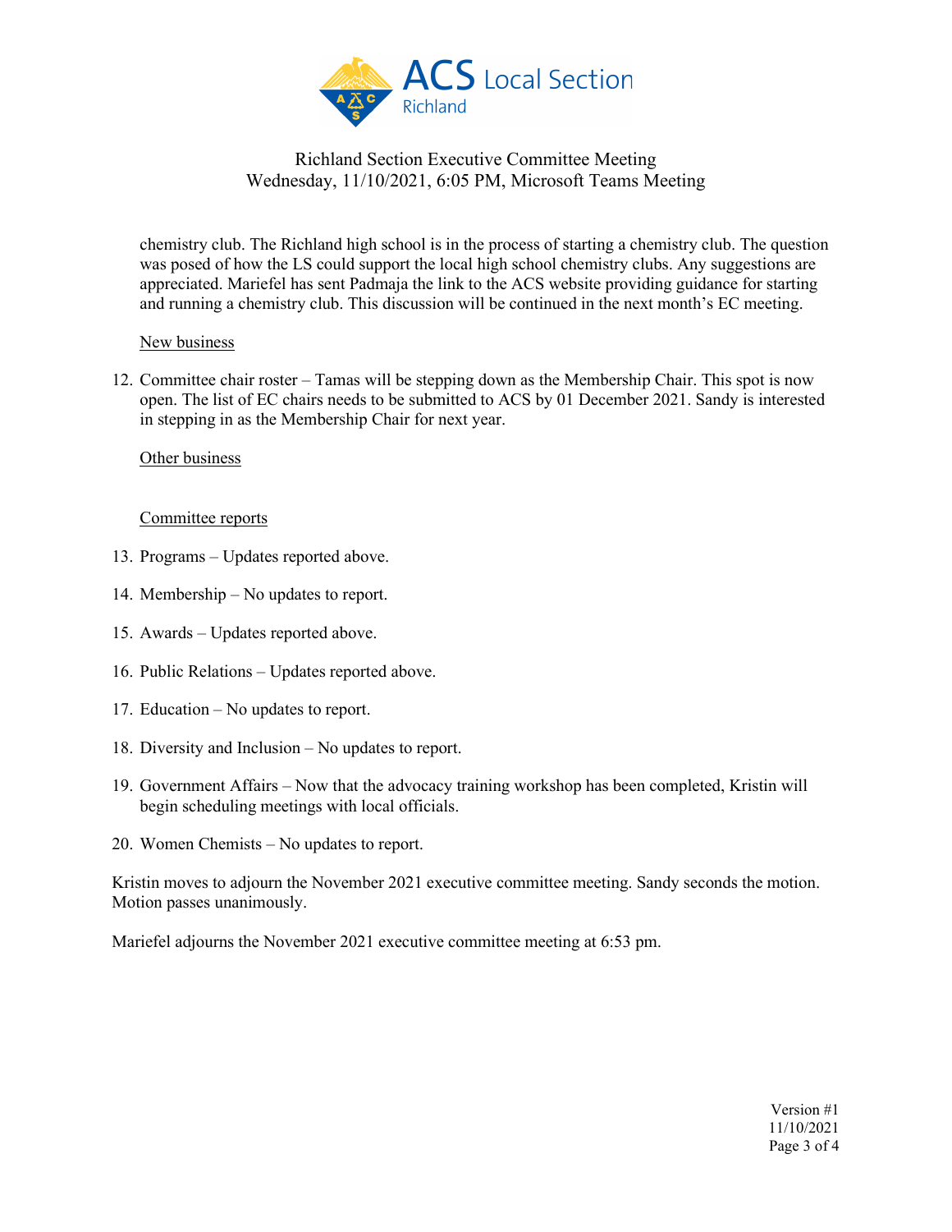chemistry club. The Richland high school is in the process of starting a chemistry club. The question was posed of how the LS could support the local high school chemistry clubs. Any suggestions are appreciated. Mariefel has sent Padmaja the link to the ACS website providing guidance for starting and running a chemistry club. This discussion will be continued in the next month's EC meeting.

New business

12. Committee chair roster – Tamas will be stepping down as the Membership Chair. This spot is now open. The list of EC chairs needs to be submitted to ACS by 01 December 2021. Sandy is interested in stepping in as the Membership Chair for next year.

Other business

Committee reports

13. Programs – Updates reported above.
14. Membership – No updates to report.
15. Awards – Updates reported above.
16. Public Relations – Updates reported above.
17. Education – No updates to report.
18. Diversity and Inclusion – No updates to report.
19. Government Affairs – Now that the advocacy training workshop has been completed, Kristin will begin scheduling meetings with local officials.
20. Women Chemists – No updates to report.

Kristin moves to adjourn the November 2021 executive committee meeting. Sandy seconds the motion. Motion passes unanimously.

Mariefel adjourns the November 2021 executive committee meeting at 6:53 pm.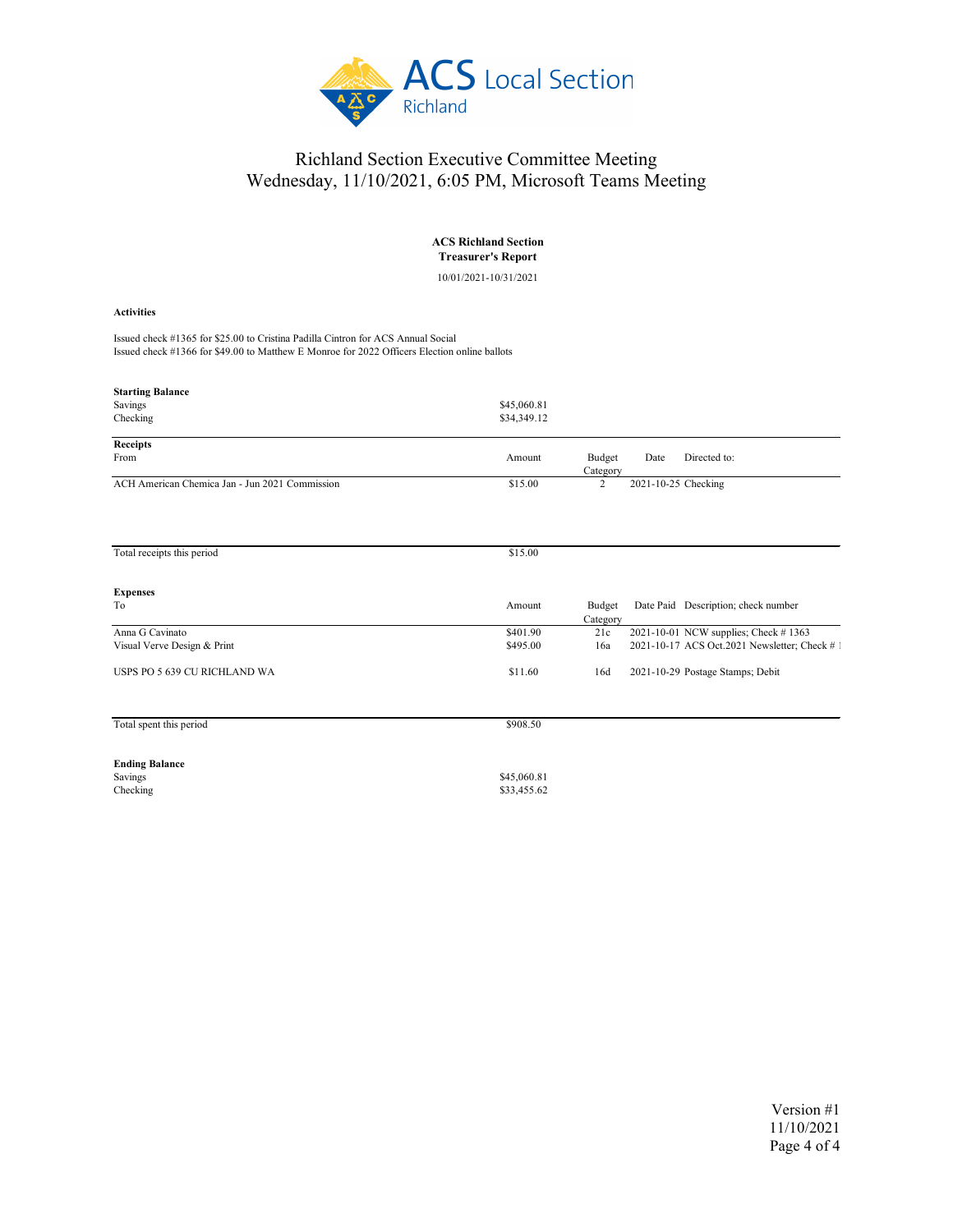ACS Local Section
Richland

# Richland Section Executive Committee Meeting
## Wednesday, 11/10/2021, 6:05 PM, Microsoft Teams Meeting

**ACS Richland Section**
**Treasurer's Report**

10/01/2021-10/31/2021

**Activities**

Issued check #1365 for $25.00 to Cristina Padilla Cintron for ACS Annual Social
Issued check #1366 for $49.00 to Matthew E Monroe for 2022 Officers Election online ballots

**Starting Balance**

| | |
|---|---|
| Savings | $45,060.81 |
| Checking | $34,349.12 |

**Receipts**

| From | Amount | Budget Category | Date | Directed to: |
|---|---|---|---|---|
| ACH American Chemica Jan - Jun 2021 Commission | $15.00 | 2 | 2021-10-25 | Checking |
| Total receipts this period | $15.00 | | | |

**Expenses**

| To | Amount | Budget Category | Date Paid | Description; check number |
|---|---|---|---|---|
| Anna G Cavinato | $401.90 | 21c | 2021-10-01 | NCW supplies; Check # 1363 |
| Visual Verve Design & Print | $495.00 | 16a | 2021-10-17 | ACS Oct.2021 Newsletter; Check # 1 |
| USPS PO 5 639 CU RICHLAND WA | $11.60 | 16d | 2021-10-29 | Postage Stamps; Debit |
| Total spent this period | $908.50 | | | |

**Ending Balance**

| | |
|---|---|
| Savings | $45,060.81 |
| Checking | $33,455.62 |

Version #1
11/10/2021